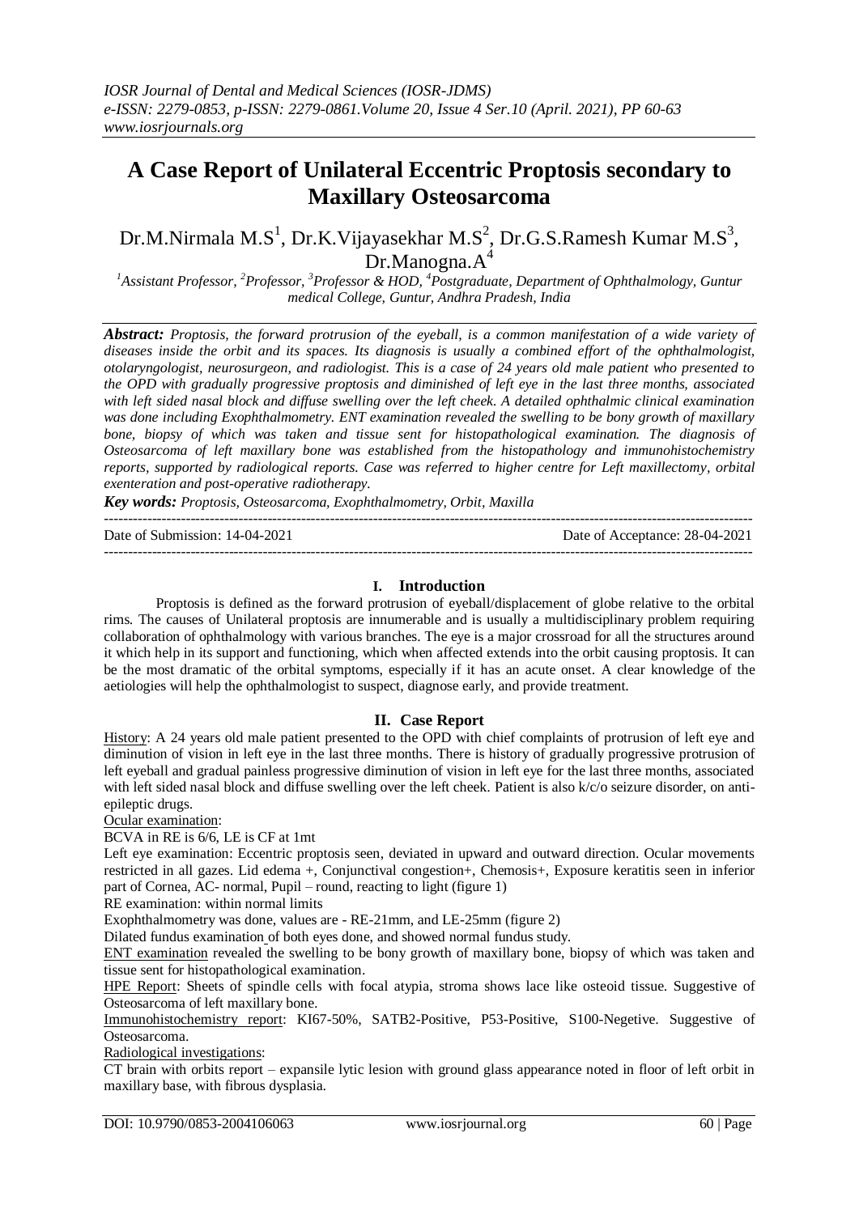# A Case Report of Unilateral Eccentric Proptosis secondary to Maxillary Osteosarcoma

Dr.M.Nirmala M.S[1], Dr.K.Vijayasekhar M.S[2], Dr.G.S.Ramesh Kumar M.S[3], Dr.Manogna.A[4]

*[1]Assistant Professor, [2]Professor, [3]Professor & HOD, [4]Postgraduate, Department of Ophthalmology, Guntur medical College, Guntur, Andhra Pradesh, India*

***Abstract:*** *Proptosis, the forward protrusion of the eyeball, is a common manifestation of a wide variety of diseases inside the orbit and its spaces. Its diagnosis is usually a combined effort of the ophthalmologist, otolaryngologist, neurosurgeon, and radiologist. This is a case of 24 years old male patient who presented to the OPD with gradually progressive proptosis and diminished of left eye in the last three months, associated with left sided nasal block and diffuse swelling over the left cheek. A detailed ophthalmic clinical examination was done including Exophthalmometry. ENT examination revealed the swelling to be bony growth of maxillary bone, biopsy of which was taken and tissue sent for histopathological examination. The diagnosis of Osteosarcoma of left maxillary bone was established from the histopathology and immunohistochemistry reports, supported by radiological reports. Case was referred to higher centre for Left maxillectomy, orbital exenteration and post-operative radiotherapy.*

***Key words:*** *Proptosis, Osteosarcoma, Exophthalmometry, Orbit, Maxilla*

---

Date of Submission: 14-04-2021 Date of Acceptance: 28-04-2021

---

## I. Introduction

Proptosis is defined as the forward protrusion of eyeball/displacement of globe relative to the orbital rims. The causes of Unilateral proptosis are innumerable and is usually a multidisciplinary problem requiring collaboration of ophthalmology with various branches. The eye is a major crossroad for all the structures around it which help in its support and functioning, which when affected extends into the orbit causing proptosis. It can be the most dramatic of the orbital symptoms, especially if it has an acute onset. A clear knowledge of the aetiologies will help the ophthalmologist to suspect, diagnose early, and provide treatment.

## II. Case Report

History: A 24 years old male patient presented to the OPD with chief complaints of protrusion of left eye and diminution of vision in left eye in the last three months. There is history of gradually progressive protrusion of left eyeball and gradual painless progressive diminution of vision in left eye for the last three months, associated with left sided nasal block and diffuse swelling over the left cheek. Patient is also k/c/o seizure disorder, on anti-epileptic drugs.

Ocular examination:

BCVA in RE is 6/6, LE is CF at 1mt

Left eye examination: Eccentric proptosis seen, deviated in upward and outward direction. Ocular movements restricted in all gazes. Lid edema +, Conjunctival congestion+, Chemosis+, Exposure keratitis seen in inferior part of Cornea, AC- normal, Pupil – round, reacting to light (figure 1)

RE examination: within normal limits

Exophthalmometry was done, values are - RE-21mm, and LE-25mm (figure 2)

Dilated fundus examination of both eyes done, and showed normal fundus study.

ENT examination revealed the swelling to be bony growth of maxillary bone, biopsy of which was taken and tissue sent for histopathological examination.

HPE Report: Sheets of spindle cells with focal atypia, stroma shows lace like osteoid tissue. Suggestive of Osteosarcoma of left maxillary bone.

Immunohistochemistry report: KI67-50%, SATB2-Positive, P53-Positive, S100-Negetive. Suggestive of Osteosarcoma.

Radiological investigations:

CT brain with orbits report – expansile lytic lesion with ground glass appearance noted in floor of left orbit in maxillary base, with fibrous dysplasia.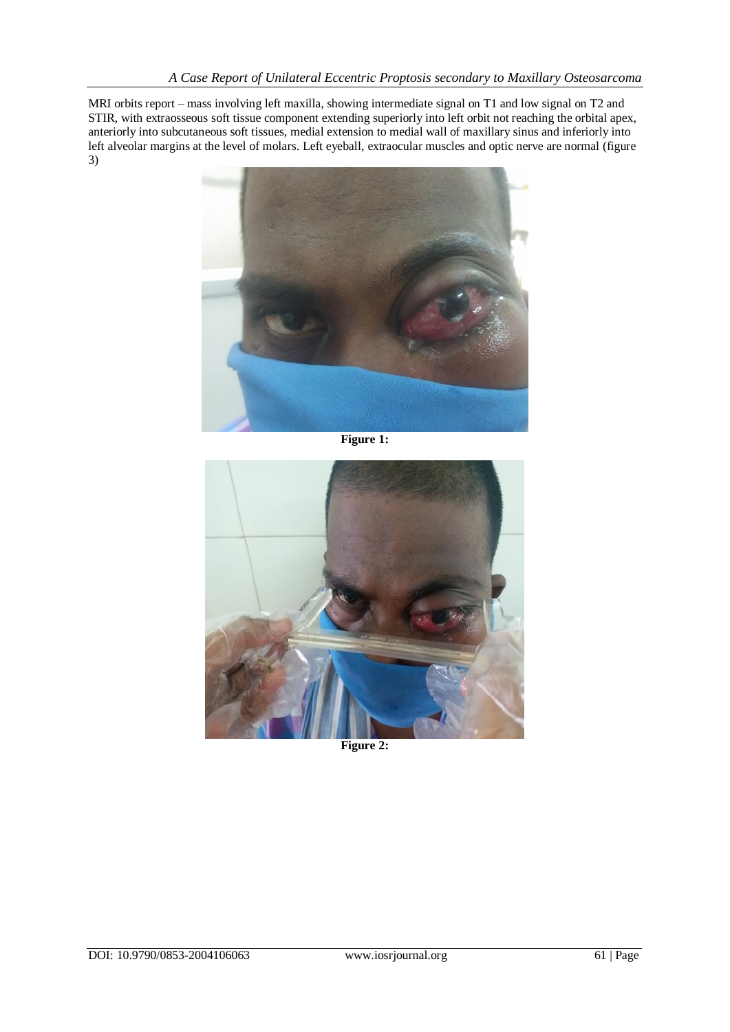MRI orbits report – mass involving left maxilla, showing intermediate signal on T1 and low signal on T2 and STIR, with extraosseous soft tissue component extending superiorly into left orbit not reaching the orbital apex, anteriorly into subcutaneous soft tissues, medial extension to medial wall of maxillary sinus and inferiorly into left alveolar margins at the level of molars. Left eyeball, extraocular muscles and optic nerve are normal (figure 3)

**Figure 1:**

**Figure 2:**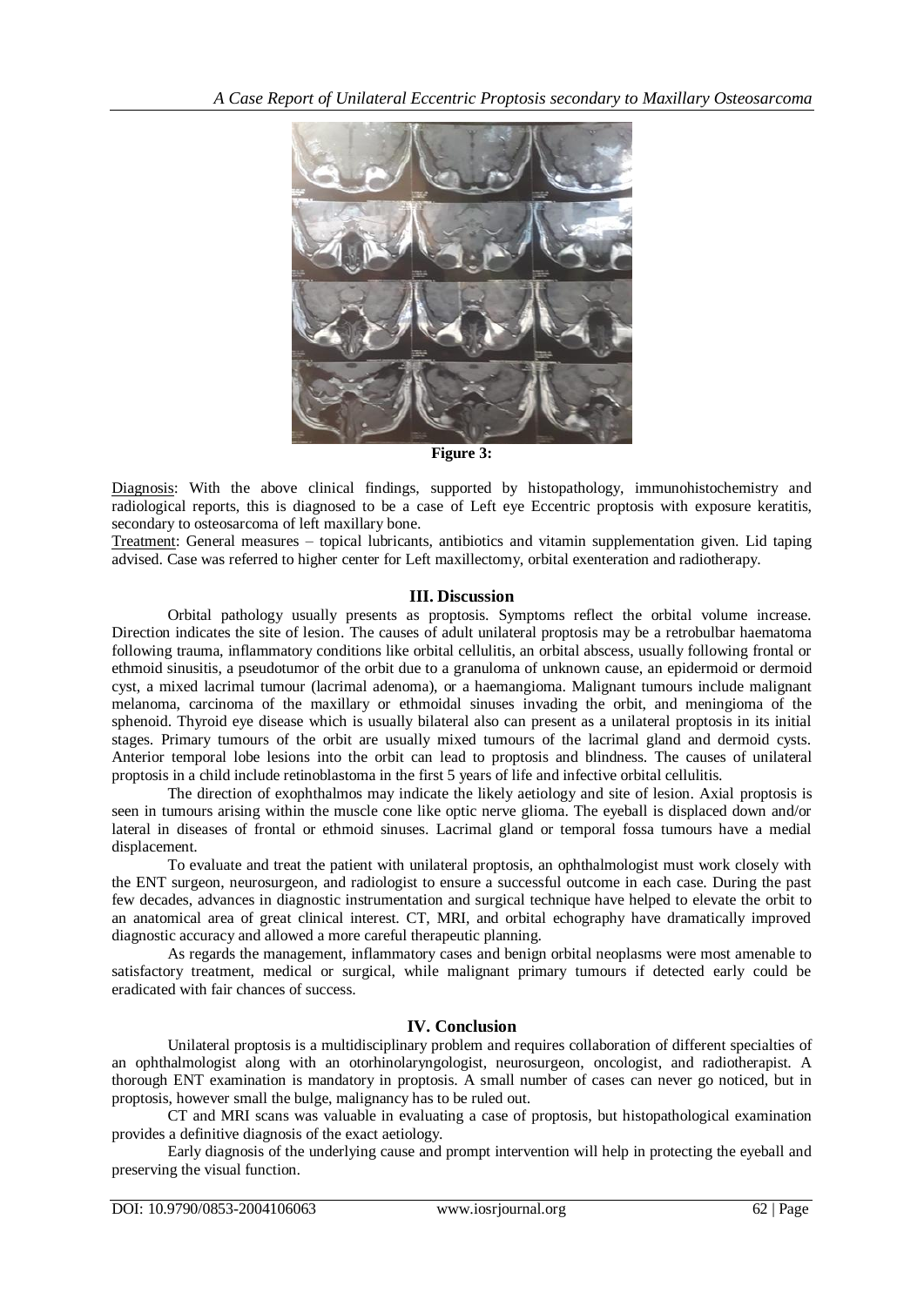**Figure 3:**

Diagnosis: With the above clinical findings, supported by histopathology, immunohistochemistry and radiological reports, this is diagnosed to be a case of Left eye Eccentric proptosis with exposure keratitis, secondary to osteosarcoma of left maxillary bone.

Treatment: General measures – topical lubricants, antibiotics and vitamin supplementation given. Lid taping advised. Case was referred to higher center for Left maxillectomy, orbital exenteration and radiotherapy.

## III. Discussion

Orbital pathology usually presents as proptosis. Symptoms reflect the orbital volume increase. Direction indicates the site of lesion. The causes of adult unilateral proptosis may be a retrobulbar haematoma following trauma, inflammatory conditions like orbital cellulitis, an orbital abscess, usually following frontal or ethmoid sinusitis, a pseudotumor of the orbit due to a granuloma of unknown cause, an epidermoid or dermoid cyst, a mixed lacrimal tumour (lacrimal adenoma), or a haemangioma. Malignant tumours include malignant melanoma, carcinoma of the maxillary or ethmoidal sinuses invading the orbit, and meningioma of the sphenoid. Thyroid eye disease which is usually bilateral also can present as a unilateral proptosis in its initial stages. Primary tumours of the orbit are usually mixed tumours of the lacrimal gland and dermoid cysts. Anterior temporal lobe lesions into the orbit can lead to proptosis and blindness. The causes of unilateral proptosis in a child include retinoblastoma in the first 5 years of life and infective orbital cellulitis.

The direction of exophthalmos may indicate the likely aetiology and site of lesion. Axial proptosis is seen in tumours arising within the muscle cone like optic nerve glioma. The eyeball is displaced down and/or lateral in diseases of frontal or ethmoid sinuses. Lacrimal gland or temporal fossa tumours have a medial displacement.

To evaluate and treat the patient with unilateral proptosis, an ophthalmologist must work closely with the ENT surgeon, neurosurgeon, and radiologist to ensure a successful outcome in each case. During the past few decades, advances in diagnostic instrumentation and surgical technique have helped to elevate the orbit to an anatomical area of great clinical interest. CT, MRI, and orbital echography have dramatically improved diagnostic accuracy and allowed a more careful therapeutic planning.

As regards the management, inflammatory cases and benign orbital neoplasms were most amenable to satisfactory treatment, medical or surgical, while malignant primary tumours if detected early could be eradicated with fair chances of success.

## IV. Conclusion

Unilateral proptosis is a multidisciplinary problem and requires collaboration of different specialties of an ophthalmologist along with an otorhinolaryngologist, neurosurgeon, oncologist, and radiotherapist. A thorough ENT examination is mandatory in proptosis. A small number of cases can never go noticed, but in proptosis, however small the bulge, malignancy has to be ruled out.

CT and MRI scans was valuable in evaluating a case of proptosis, but histopathological examination provides a definitive diagnosis of the exact aetiology.

Early diagnosis of the underlying cause and prompt intervention will help in protecting the eyeball and preserving the visual function.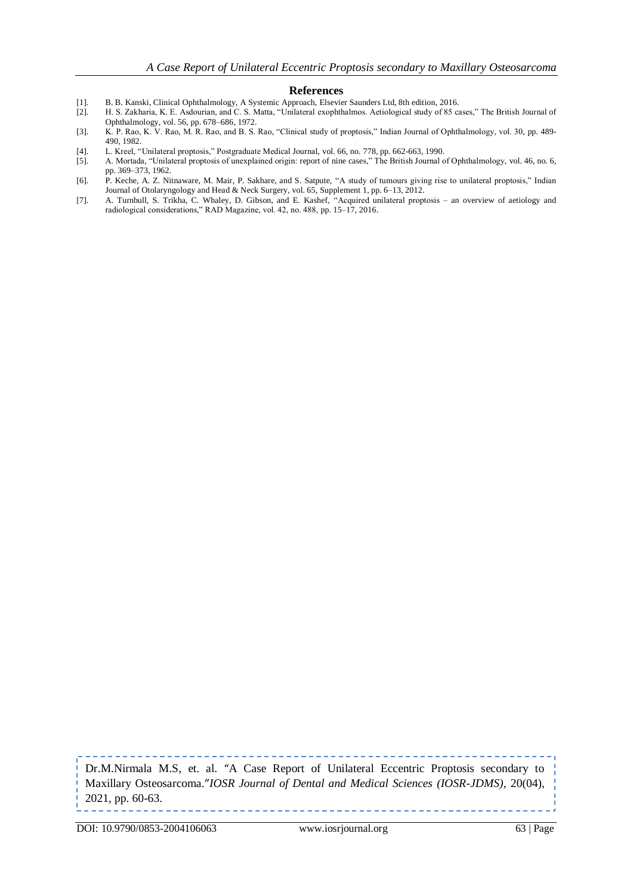## References

[1]. B. B. Kanski, Clinical Ophthalmology, A Systemic Approach, Elsevier Saunders Ltd, 8th edition, 2016.

[2]. H. S. Zakharia, K. E. Asdourian, and C. S. Matta, "Unilateral exophthalmos. Aetiological study of 85 cases," The British Journal of Ophthalmology, vol. 56, pp. 678–686, 1972.

[3]. K. P. Rao, K. V. Rao, M. R. Rao, and B. S. Rao, "Clinical study of proptosis," Indian Journal of Ophthalmology, vol. 30, pp. 489-490, 1982.

[4]. L. Kreel, "Unilateral proptosis," Postgraduate Medical Journal, vol. 66, no. 778, pp. 662-663, 1990.

[5]. A. Mortada, "Unilateral proptosis of unexplained origin: report of nine cases," The British Journal of Ophthalmology, vol. 46, no. 6, pp. 369–373, 1962.

[6]. P. Keche, A. Z. Nitnaware, M. Mair, P. Sakhare, and S. Satpute, "A study of tumours giving rise to unilateral proptosis," Indian Journal of Otolaryngology and Head & Neck Surgery, vol. 65, Supplement 1, pp. 6–13, 2012.

[7]. A. Turnbull, S. Trikha, C. Whaley, D. Gibson, and E. Kashef, "Acquired unilateral proptosis – an overview of aetiology and radiological considerations," RAD Magazine, vol. 42, no. 488, pp. 15–17, 2016.

Dr.M.Nirmala M.S, et. al. "A Case Report of Unilateral Eccentric Proptosis secondary to Maxillary Osteosarcoma."*IOSR Journal of Dental and Medical Sciences (IOSR-JDMS)*, 20(04), 2021, pp. 60-63.